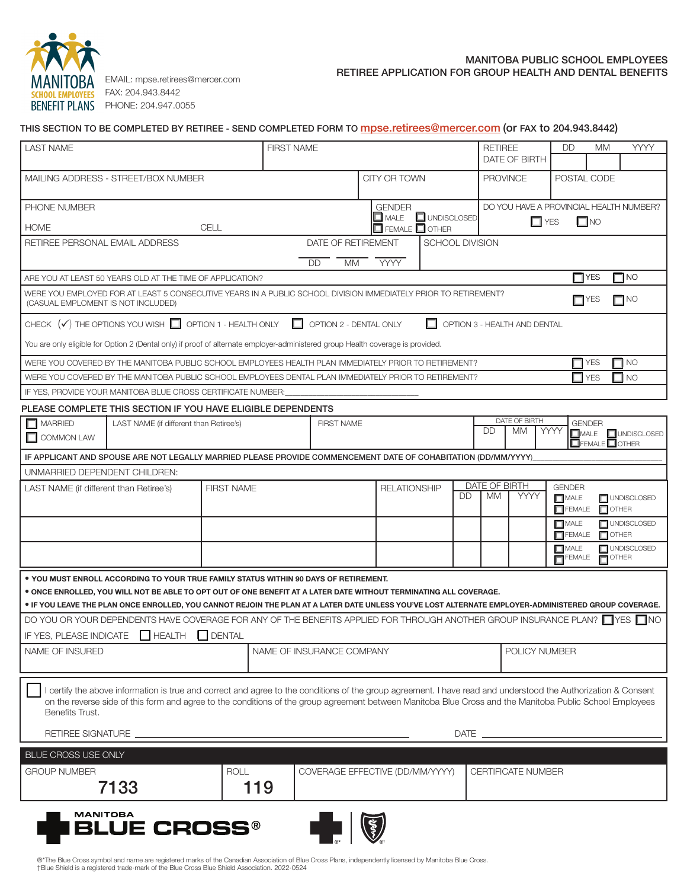MANITOBA SCHOOL EMPLOYEES BENEFIT PLANS

EMAIL: mpse.retirees@mercer.com
FAX: 204.943.8442
PHONE: 204.947.0055

# MANITOBA PUBLIC SCHOOL EMPLOYEES
## RETIREE APPLICATION FOR GROUP HEALTH AND DENTAL BENEFITS

**THIS SECTION TO BE COMPLETED BY RETIREE - SEND COMPLETED FORM TO mpse.retirees@mercer.com (or FAX to 204.943.8442)**

| LAST NAME | FIRST NAME | RETIREE DATE OF BIRTH | DD | MM | YYYY |
|---|---|---|---|---|---|
| | | | | | |

| MAILING ADDRESS - STREET/BOX NUMBER | CITY OR TOWN | PROVINCE | POSTAL CODE |
|---|---|---|---|
| | | | |

| PHONE NUMBER HOME | CELL | GENDER ☐ MALE ☐ FEMALE ☐ UNDISCLOSED ☐ OTHER | DO YOU HAVE A PROVINCIAL HEALTH NUMBER? ☐ YES ☐ NO |
|---|---|---|---|
| | | | |

| RETIREE PERSONAL EMAIL ADDRESS | DATE OF RETIREMENT DD MM YYYY | SCHOOL DIVISION |
|---|---|---|
| | | |

ARE YOU AT LEAST 50 YEARS OLD AT THE TIME OF APPLICATION? ☐ YES ☐ NO

WERE YOU EMPLOYED FOR AT LEAST 5 CONSECUTIVE YEARS IN A PUBLIC SCHOOL DIVISION IMMEDIATELY PRIOR TO RETIREMENT? (CASUAL EMPLOMENT IS NOT INCLUDED) ☐ YES ☐ NO

CHECK (✓) THE OPTIONS YOU WISH ☐ OPTION 1 - HEALTH ONLY ☐ OPTION 2 - DENTAL ONLY ☐ OPTION 3 - HEALTH AND DENTAL

You are only eligible for Option 2 (Dental only) if proof of alternate employer-administered group Health coverage is provided.

WERE YOU COVERED BY THE MANITOBA PUBLIC SCHOOL EMPLOYEES HEALTH PLAN IMMEDIATELY PRIOR TO RETIREMENT? ☐ YES ☐ NO

WERE YOU COVERED BY THE MANITOBA PUBLIC SCHOOL EMPLOYEES DENTAL PLAN IMMEDIATELY PRIOR TO RETIREMENT? ☐ YES ☐ NO

IF YES, PROVIDE YOUR MANITOBA BLUE CROSS CERTIFICATE NUMBER:____________________________

**PLEASE COMPLETE THIS SECTION IF YOU HAVE ELIGIBLE DEPENDENTS**

| | LAST NAME (if different than Retiree's) | FIRST NAME | DATE OF BIRTH DD | MM | YYYY | GENDER |
|---|---|---|---|---|---|---|
| ☐ MARRIED ☐ COMMON LAW | | | | | | ☐ MALE ☐ FEMALE ☐ UNDISCLOSED ☐ OTHER |

**IF APPLICANT AND SPOUSE ARE NOT LEGALLY MARRIED PLEASE PROVIDE COMMENCEMENT DATE OF COHABITATION (DD/MM/YYYY)**____________________

UNMARRIED DEPENDENT CHILDREN:

| LAST NAME (if different than Retiree's) | FIRST NAME | RELATIONSHIP | DATE OF BIRTH DD | MM | YYYY | GENDER |
|---|---|---|---|---|---|---|
| | | | | | | ☐ MALE ☐ FEMALE ☐ UNDISCLOSED ☐ OTHER |
| | | | | | | ☐ MALE ☐ FEMALE ☐ UNDISCLOSED ☐ OTHER |
| | | | | | | ☐ MALE ☐ FEMALE ☐ UNDISCLOSED ☐ OTHER |

- **YOU MUST ENROLL ACCORDING TO YOUR TRUE FAMILY STATUS WITHIN 90 DAYS OF RETIREMENT.**
- **ONCE ENROLLED, YOU WILL NOT BE ABLE TO OPT OUT OF ONE BENEFIT AT A LATER DATE WITHOUT TERMINATING ALL COVERAGE.**
- **IF YOU LEAVE THE PLAN ONCE ENROLLED, YOU CANNOT REJOIN THE PLAN AT A LATER DATE UNLESS YOU'VE LOST ALTERNATE EMPLOYER-ADMINISTERED GROUP COVERAGE.**

DO YOU OR YOUR DEPENDENTS HAVE COVERAGE FOR ANY OF THE BENEFITS APPLIED FOR THROUGH ANOTHER GROUP INSURANCE PLAN? ☐ YES ☐ NO

IF YES, PLEASE INDICATE ☐ HEALTH ☐ DENTAL

| NAME OF INSURED | NAME OF INSURANCE COMPANY | POLICY NUMBER |
|---|---|---|
| | | |

☐ I certify the above information is true and correct and agree to the conditions of the group agreement. I have read and understood the Authorization & Consent on the reverse side of this form and agree to the conditions of the group agreement between Manitoba Blue Cross and the Manitoba Public School Employees Benefits Trust.

RETIREE SIGNATURE ______________________________ DATE ____________________

**BLUE CROSS USE ONLY**

| GROUP NUMBER | ROLL | COVERAGE EFFECTIVE (DD/MM/YYYY) | CERTIFICATE NUMBER |
|---|---|---|---|
| 7133 | 119 | | |

MANITOBA BLUE CROSS®

®*The Blue Cross symbol and name are registered marks of the Canadian Association of Blue Cross Plans, independently licensed by Manitoba Blue Cross.
†Blue Shield is a registered trade-mark of the Blue Cross Blue Shield Association. 2022-0524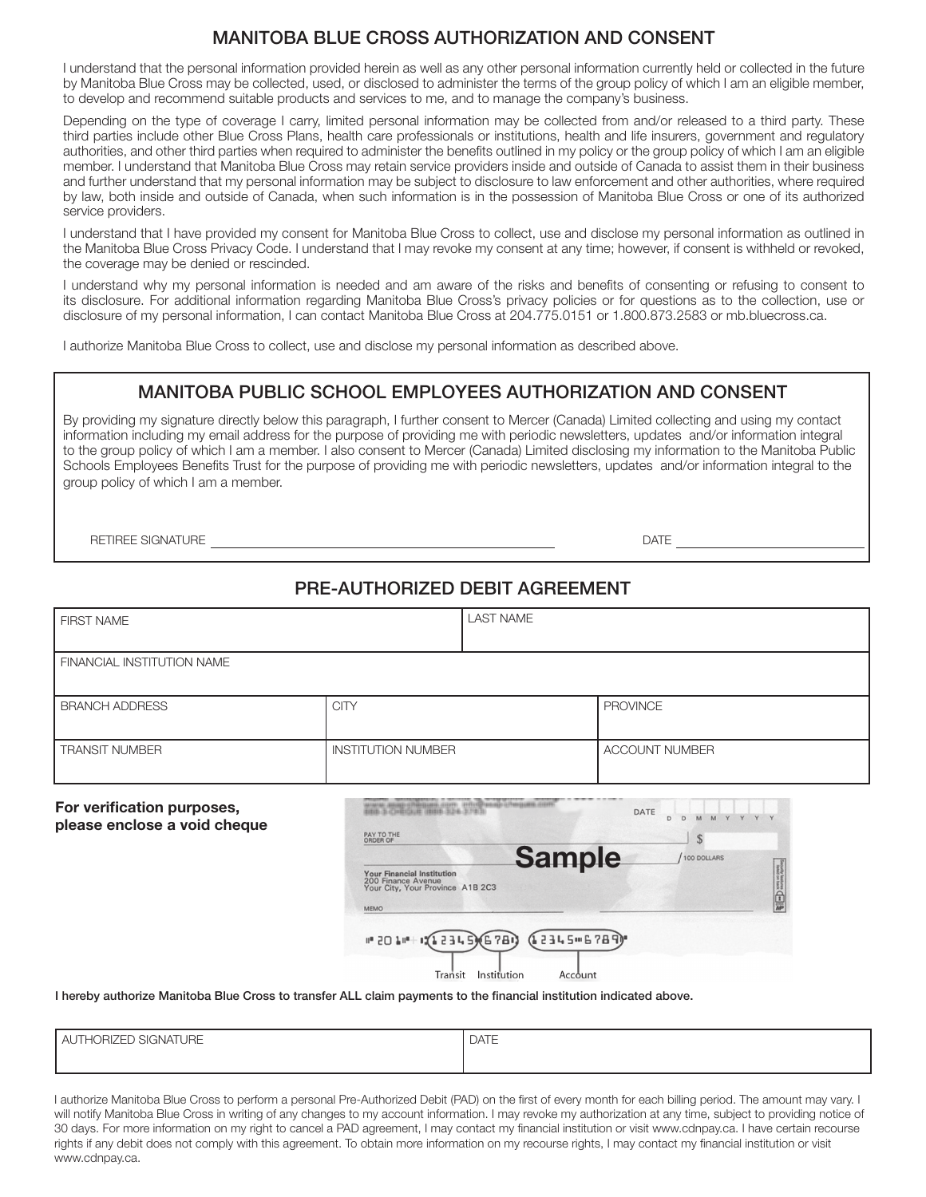## MANITOBA BLUE CROSS AUTHORIZATION AND CONSENT

I understand that the personal information provided herein as well as any other personal information currently held or collected in the future by Manitoba Blue Cross may be collected, used, or disclosed to administer the terms of the group policy of which I am an eligible member, to develop and recommend suitable products and services to me, and to manage the company's business.

Depending on the type of coverage I carry, limited personal information may be collected from and/or released to a third party. These third parties include other Blue Cross Plans, health care professionals or institutions, health and life insurers, government and regulatory authorities, and other third parties when required to administer the benefits outlined in my policy or the group policy of which I am an eligible member. I understand that Manitoba Blue Cross may retain service providers inside and outside of Canada to assist them in their business and further understand that my personal information may be subject to disclosure to law enforcement and other authorities, where required by law, both inside and outside of Canada, when such information is in the possession of Manitoba Blue Cross or one of its authorized service providers.

I understand that I have provided my consent for Manitoba Blue Cross to collect, use and disclose my personal information as outlined in the Manitoba Blue Cross Privacy Code. I understand that I may revoke my consent at any time; however, if consent is withheld or revoked, the coverage may be denied or rescinded.

I understand why my personal information is needed and am aware of the risks and benefits of consenting or refusing to consent to its disclosure. For additional information regarding Manitoba Blue Cross's privacy policies or for questions as to the collection, use or disclosure of my personal information, I can contact Manitoba Blue Cross at 204.775.0151 or 1.800.873.2583 or mb.bluecross.ca.

I authorize Manitoba Blue Cross to collect, use and disclose my personal information as described above.

## MANITOBA PUBLIC SCHOOL EMPLOYEES AUTHORIZATION AND CONSENT

By providing my signature directly below this paragraph, I further consent to Mercer (Canada) Limited collecting and using my contact information including my email address for the purpose of providing me with periodic newsletters, updates and/or information integral to the group policy of which I am a member. I also consent to Mercer (Canada) Limited disclosing my information to the Manitoba Public Schools Employees Benefits Trust for the purpose of providing me with periodic newsletters, updates and/or information integral to the group policy of which I am a member.

RETIREE SIGNATURE ______________________________ DATE ____________________

## PRE-AUTHORIZED DEBIT AGREEMENT

| | | |
|---|---|---|
| FIRST NAME | LAST NAME | |
| FINANCIAL INSTITUTION NAME | | |
| BRANCH ADDRESS | CITY | PROVINCE |
| TRANSIT NUMBER | INSTITUTION NUMBER | ACCOUNT NUMBER |

**For verification purposes, please enclose a void cheque**

Sample

Transit Institution Account

**I hereby authorize Manitoba Blue Cross to transfer ALL claim payments to the financial institution indicated above.**

| | |
|---|---|
| AUTHORIZED SIGNATURE | DATE |

I authorize Manitoba Blue Cross to perform a personal Pre-Authorized Debit (PAD) on the first of every month for each billing period. The amount may vary. I will notify Manitoba Blue Cross in writing of any changes to my account information. I may revoke my authorization at any time, subject to providing notice of 30 days. For more information on my right to cancel a PAD agreement, I may contact my financial institution or visit www.cdnpay.ca. I have certain recourse rights if any debit does not comply with this agreement. To obtain more information on my recourse rights, I may contact my financial institution or visit www.cdnpay.ca.